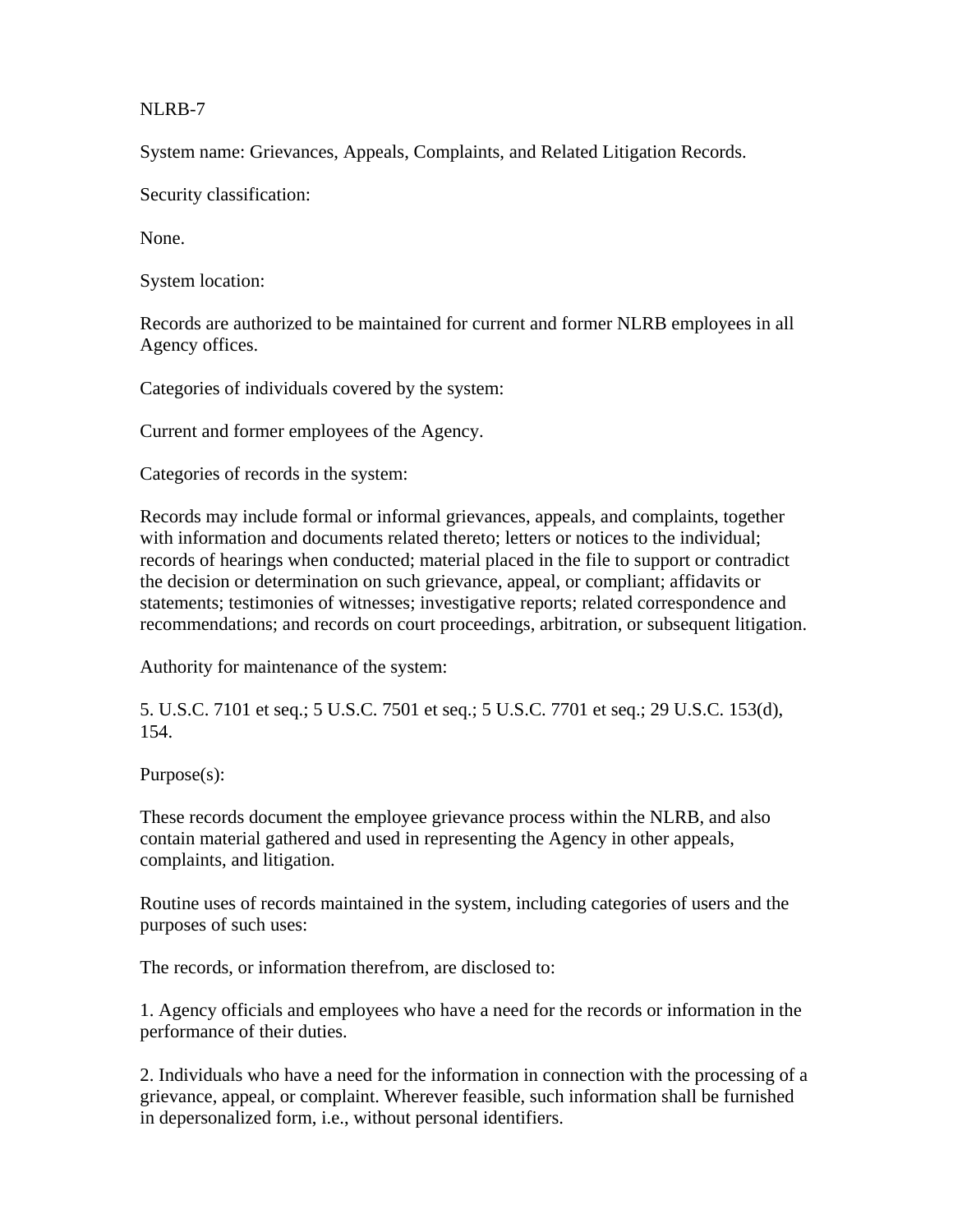NLRB-7

System name: Grievances, Appeals, Complaints, and Related Litigation Records.

Security classification:

None.

System location:

Records are authorized to be maintained for current and former NLRB employees in all Agency offices.

Categories of individuals covered by the system:

Current and former employees of the Agency.

Categories of records in the system:

Records may include formal or informal grievances, appeals, and complaints, together with information and documents related thereto; letters or notices to the individual; records of hearings when conducted; material placed in the file to support or contradict the decision or determination on such grievance, appeal, or compliant; affidavits or statements; testimonies of witnesses; investigative reports; related correspondence and recommendations; and records on court proceedings, arbitration, or subsequent litigation.

Authority for maintenance of the system:

5. U.S.C. 7101 et seq.; 5 U.S.C. 7501 et seq.; 5 U.S.C. 7701 et seq.; 29 U.S.C. 153(d), 154.

Purpose(s):

These records document the employee grievance process within the NLRB, and also contain material gathered and used in representing the Agency in other appeals, complaints, and litigation.

Routine uses of records maintained in the system, including categories of users and the purposes of such uses:

The records, or information therefrom, are disclosed to:

1. Agency officials and employees who have a need for the records or information in the performance of their duties.

2. Individuals who have a need for the information in connection with the processing of a grievance, appeal, or complaint. Wherever feasible, such information shall be furnished in depersonalized form, i.e., without personal identifiers.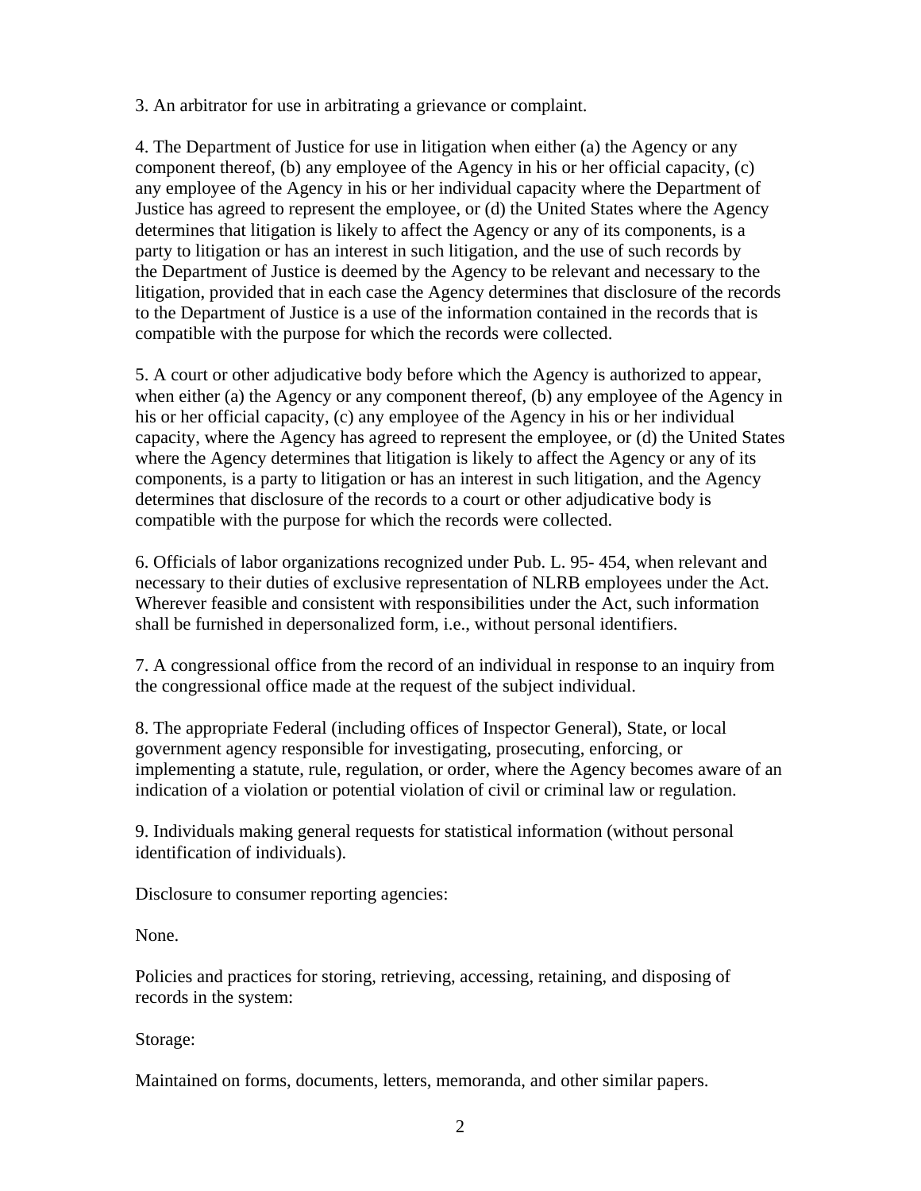3. An arbitrator for use in arbitrating a grievance or complaint.

4. The Department of Justice for use in litigation when either (a) the Agency or any component thereof, (b) any employee of the Agency in his or her official capacity, (c) any employee of the Agency in his or her individual capacity where the Department of Justice has agreed to represent the employee, or (d) the United States where the Agency determines that litigation is likely to affect the Agency or any of its components, is a party to litigation or has an interest in such litigation, and the use of such records by the Department of Justice is deemed by the Agency to be relevant and necessary to the litigation, provided that in each case the Agency determines that disclosure of the records to the Department of Justice is a use of the information contained in the records that is compatible with the purpose for which the records were collected.

5. A court or other adjudicative body before which the Agency is authorized to appear, when either (a) the Agency or any component thereof, (b) any employee of the Agency in his or her official capacity, (c) any employee of the Agency in his or her individual capacity, where the Agency has agreed to represent the employee, or (d) the United States where the Agency determines that litigation is likely to affect the Agency or any of its components, is a party to litigation or has an interest in such litigation, and the Agency determines that disclosure of the records to a court or other adjudicative body is compatible with the purpose for which the records were collected.

6. Officials of labor organizations recognized under Pub. L. 95- 454, when relevant and necessary to their duties of exclusive representation of NLRB employees under the Act. Wherever feasible and consistent with responsibilities under the Act, such information shall be furnished in depersonalized form, i.e., without personal identifiers.

7. A congressional office from the record of an individual in response to an inquiry from the congressional office made at the request of the subject individual.

8. The appropriate Federal (including offices of Inspector General), State, or local government agency responsible for investigating, prosecuting, enforcing, or implementing a statute, rule, regulation, or order, where the Agency becomes aware of an indication of a violation or potential violation of civil or criminal law or regulation.

9. Individuals making general requests for statistical information (without personal identification of individuals).

Disclosure to consumer reporting agencies:

None.

Policies and practices for storing, retrieving, accessing, retaining, and disposing of records in the system:

Storage:

Maintained on forms, documents, letters, memoranda, and other similar papers.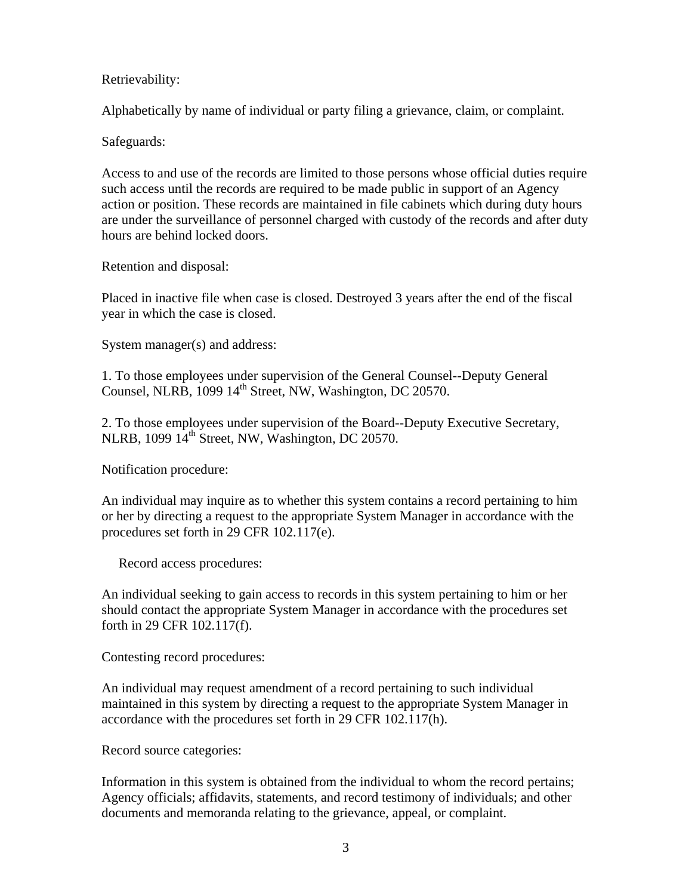Retrievability:

Alphabetically by name of individual or party filing a grievance, claim, or complaint.

Safeguards:

Access to and use of the records are limited to those persons whose official duties require such access until the records are required to be made public in support of an Agency action or position. These records are maintained in file cabinets which during duty hours are under the surveillance of personnel charged with custody of the records and after duty hours are behind locked doors.

Retention and disposal:

Placed in inactive file when case is closed. Destroyed 3 years after the end of the fiscal year in which the case is closed.

System manager(s) and address:

1. To those employees under supervision of the General Counsel--Deputy General Counsel, NLRB, 1099 14th Street, NW, Washington, DC 20570.

2. To those employees under supervision of the Board--Deputy Executive Secretary, NLRB, 1099 14th Street, NW, Washington, DC 20570.

Notification procedure:

An individual may inquire as to whether this system contains a record pertaining to him or her by directing a request to the appropriate System Manager in accordance with the procedures set forth in 29 CFR 102.117(e).

Record access procedures:

An individual seeking to gain access to records in this system pertaining to him or her should contact the appropriate System Manager in accordance with the procedures set forth in 29 CFR 102.117(f).

Contesting record procedures:

An individual may request amendment of a record pertaining to such individual maintained in this system by directing a request to the appropriate System Manager in accordance with the procedures set forth in 29 CFR 102.117(h).

Record source categories:

Information in this system is obtained from the individual to whom the record pertains; Agency officials; affidavits, statements, and record testimony of individuals; and other documents and memoranda relating to the grievance, appeal, or complaint.